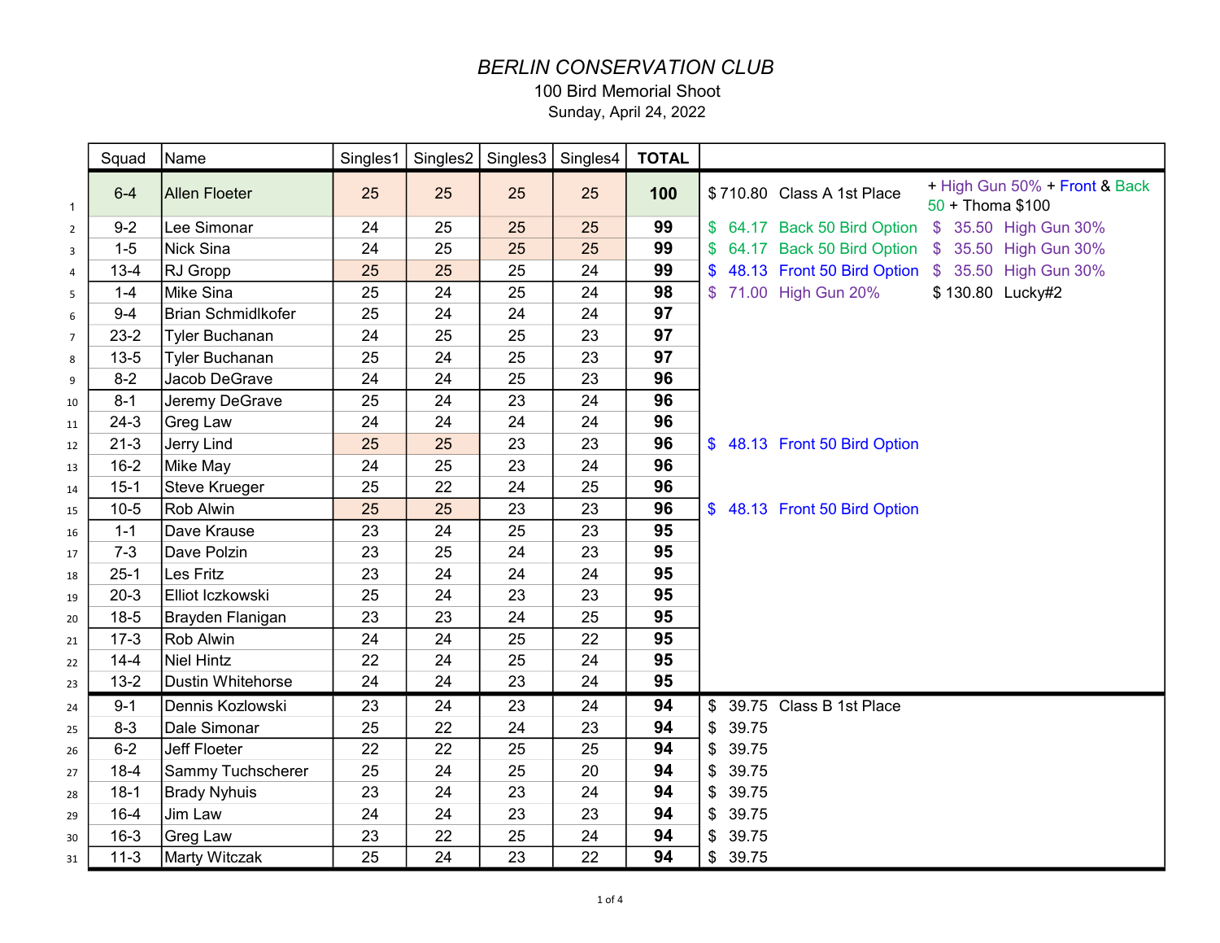# *BERLIN CONSERVATION CLUB*

100 Bird Memorial Shoot

Sunday, April 24, 2022

| | Squad | Name | Singles1 | Singles2 | Singles3 | Singles4 | TOTAL | | |
|---|---|---|---|---|---|---|---|---|---|
| 1 | 6-4 | Allen Floeter | 25 | 25 | 25 | 25 | **100** | $ 710.80 Class A 1st Place | + High Gun 50% + Front & Back 50 + Thoma $100 |
| 2 | 9-2 | Lee Simonar | 24 | 25 | 25 | 25 | **99** | $ 64.17 Back 50 Bird Option | $ 35.50 High Gun 30% |
| 3 | 1-5 | Nick Sina | 24 | 25 | 25 | 25 | **99** | $ 64.17 Back 50 Bird Option | $ 35.50 High Gun 30% |
| 4 | 13-4 | RJ Gropp | 25 | 25 | 25 | 24 | **99** | $ 48.13 Front 50 Bird Option | $ 35.50 High Gun 30% |
| 5 | 1-4 | Mike Sina | 25 | 24 | 25 | 24 | **98** | $ 71.00 High Gun 20% | $ 130.80 Lucky#2 |
| 6 | 9-4 | Brian Schmidlkofer | 25 | 24 | 24 | 24 | **97** | | |
| 7 | 23-2 | Tyler Buchanan | 24 | 25 | 25 | 23 | **97** | | |
| 8 | 13-5 | Tyler Buchanan | 25 | 24 | 25 | 23 | **97** | | |
| 9 | 8-2 | Jacob DeGrave | 24 | 24 | 25 | 23 | **96** | | |
| 10 | 8-1 | Jeremy DeGrave | 25 | 24 | 23 | 24 | **96** | | |
| 11 | 24-3 | Greg Law | 24 | 24 | 24 | 24 | **96** | | |
| 12 | 21-3 | Jerry Lind | 25 | 25 | 23 | 23 | **96** | $ 48.13 Front 50 Bird Option | |
| 13 | 16-2 | Mike May | 24 | 25 | 23 | 24 | **96** | | |
| 14 | 15-1 | Steve Krueger | 25 | 22 | 24 | 25 | **96** | | |
| 15 | 10-5 | Rob Alwin | 25 | 25 | 23 | 23 | **96** | $ 48.13 Front 50 Bird Option | |
| 16 | 1-1 | Dave Krause | 23 | 24 | 25 | 23 | **95** | | |
| 17 | 7-3 | Dave Polzin | 23 | 25 | 24 | 23 | **95** | | |
| 18 | 25-1 | Les Fritz | 23 | 24 | 24 | 24 | **95** | | |
| 19 | 20-3 | Elliot Iczkowski | 25 | 24 | 23 | 23 | **95** | | |
| 20 | 18-5 | Brayden Flanigan | 23 | 23 | 24 | 25 | **95** | | |
| 21 | 17-3 | Rob Alwin | 24 | 24 | 25 | 22 | **95** | | |
| 22 | 14-4 | Niel Hintz | 22 | 24 | 25 | 24 | **95** | | |
| 23 | 13-2 | Dustin Whitehorse | 24 | 24 | 23 | 24 | **95** | | |
| 24 | 9-1 | Dennis Kozlowski | 23 | 24 | 23 | 24 | **94** | $ 39.75 Class B 1st Place | |
| 25 | 8-3 | Dale Simonar | 25 | 22 | 24 | 23 | **94** | $ 39.75 | |
| 26 | 6-2 | Jeff Floeter | 22 | 22 | 25 | 25 | **94** | $ 39.75 | |
| 27 | 18-4 | Sammy Tuchscherer | 25 | 24 | 25 | 20 | **94** | $ 39.75 | |
| 28 | 18-1 | Brady Nyhuis | 23 | 24 | 23 | 24 | **94** | $ 39.75 | |
| 29 | 16-4 | Jim Law | 24 | 24 | 23 | 23 | **94** | $ 39.75 | |
| 30 | 16-3 | Greg Law | 23 | 22 | 25 | 24 | **94** | $ 39.75 | |
| 31 | 11-3 | Marty Witczak | 25 | 24 | 23 | 22 | **94** | $ 39.75 | |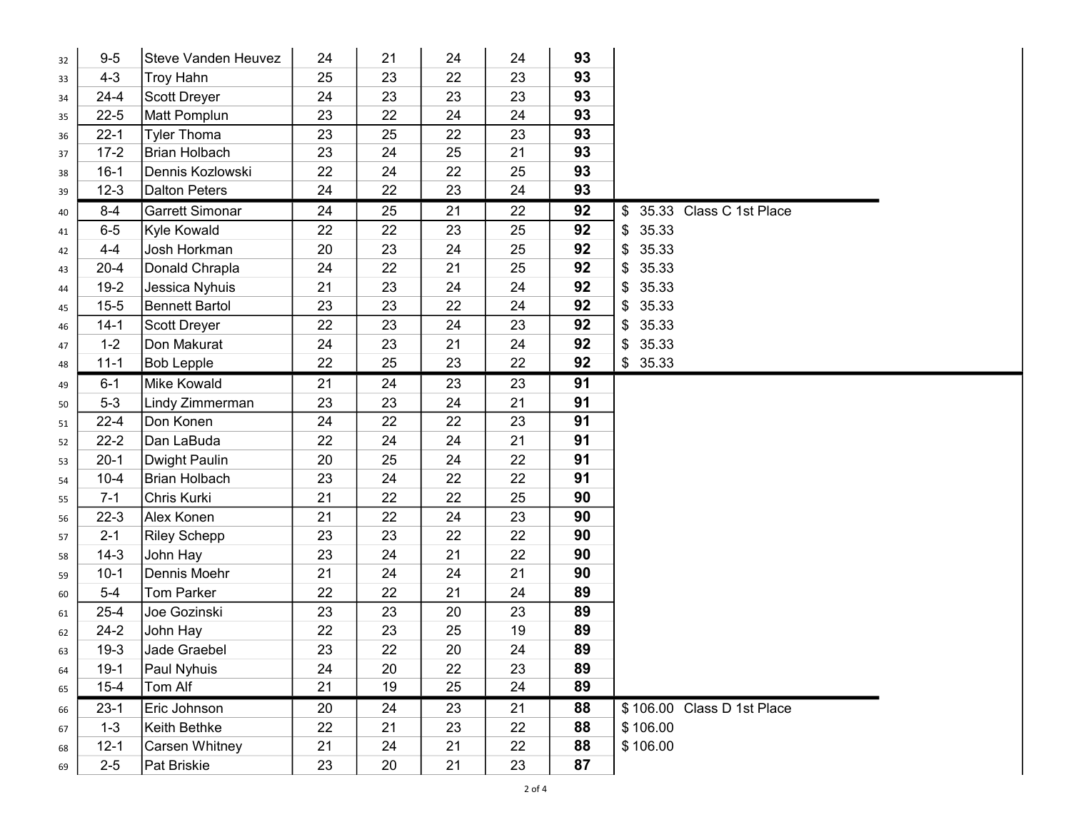| | | | | | | | | |
|---|---|---|---|---|---|---|---|---|
| 32 | 9-5 | Steve Vanden Heuvez | 24 | 21 | 24 | 24 | **93** | |
| 33 | 4-3 | Troy Hahn | 25 | 23 | 22 | 23 | **93** | |
| 34 | 24-4 | Scott Dreyer | 24 | 23 | 23 | 23 | **93** | |
| 35 | 22-5 | Matt Pomplun | 23 | 22 | 24 | 24 | **93** | |
| 36 | 22-1 | Tyler Thoma | 23 | 25 | 22 | 23 | **93** | |
| 37 | 17-2 | Brian Holbach | 23 | 24 | 25 | 21 | **93** | |
| 38 | 16-1 | Dennis Kozlowski | 22 | 24 | 22 | 25 | **93** | |
| 39 | 12-3 | Dalton Peters | 24 | 22 | 23 | 24 | **93** | |
| 40 | 8-4 | Garrett Simonar | 24 | 25 | 21 | 22 | **92** | $ 35.33 Class C 1st Place |
| 41 | 6-5 | Kyle Kowald | 22 | 22 | 23 | 25 | **92** | $ 35.33 |
| 42 | 4-4 | Josh Horkman | 20 | 23 | 24 | 25 | **92** | $ 35.33 |
| 43 | 20-4 | Donald Chrapla | 24 | 22 | 21 | 25 | **92** | $ 35.33 |
| 44 | 19-2 | Jessica Nyhuis | 21 | 23 | 24 | 24 | **92** | $ 35.33 |
| 45 | 15-5 | Bennett Bartol | 23 | 23 | 22 | 24 | **92** | $ 35.33 |
| 46 | 14-1 | Scott Dreyer | 22 | 23 | 24 | 23 | **92** | $ 35.33 |
| 47 | 1-2 | Don Makurat | 24 | 23 | 21 | 24 | **92** | $ 35.33 |
| 48 | 11-1 | Bob Lepple | 22 | 25 | 23 | 22 | **92** | $ 35.33 |
| 49 | 6-1 | Mike Kowald | 21 | 24 | 23 | 23 | **91** | |
| 50 | 5-3 | Lindy Zimmerman | 23 | 23 | 24 | 21 | **91** | |
| 51 | 22-4 | Don Konen | 24 | 22 | 22 | 23 | **91** | |
| 52 | 22-2 | Dan LaBuda | 22 | 24 | 24 | 21 | **91** | |
| 53 | 20-1 | Dwight Paulin | 20 | 25 | 24 | 22 | **91** | |
| 54 | 10-4 | Brian Holbach | 23 | 24 | 22 | 22 | **91** | |
| 55 | 7-1 | Chris Kurki | 21 | 22 | 22 | 25 | **90** | |
| 56 | 22-3 | Alex Konen | 21 | 22 | 24 | 23 | **90** | |
| 57 | 2-1 | Riley Schepp | 23 | 23 | 22 | 22 | **90** | |
| 58 | 14-3 | John Hay | 23 | 24 | 21 | 22 | **90** | |
| 59 | 10-1 | Dennis Moehr | 21 | 24 | 24 | 21 | **90** | |
| 60 | 5-4 | Tom Parker | 22 | 22 | 21 | 24 | **89** | |
| 61 | 25-4 | Joe Gozinski | 23 | 23 | 20 | 23 | **89** | |
| 62 | 24-2 | John Hay | 22 | 23 | 25 | 19 | **89** | |
| 63 | 19-3 | Jade Graebel | 23 | 22 | 20 | 24 | **89** | |
| 64 | 19-1 | Paul Nyhuis | 24 | 20 | 22 | 23 | **89** | |
| 65 | 15-4 | Tom Alf | 21 | 19 | 25 | 24 | **89** | |
| 66 | 23-1 | Eric Johnson | 20 | 24 | 23 | 21 | **88** | $ 106.00 Class D 1st Place |
| 67 | 1-3 | Keith Bethke | 22 | 21 | 23 | 22 | **88** | $ 106.00 |
| 68 | 12-1 | Carsen Whitney | 21 | 24 | 21 | 22 | **88** | $ 106.00 |
| 69 | 2-5 | Pat Briskie | 23 | 20 | 21 | 23 | **87** | |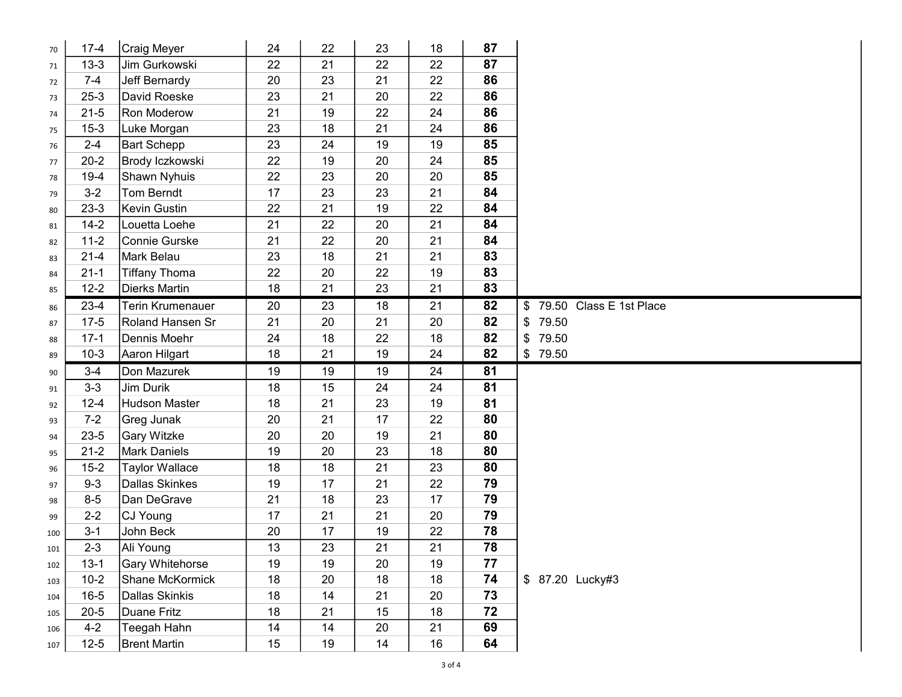| | | | | | | | | |
|---|---|---|---|---|---|---|---|---|
| 70 | 17-4 | Craig Meyer | 24 | 22 | 23 | 18 | **87** | |
| 71 | 13-3 | Jim Gurkowski | 22 | 21 | 22 | 22 | **87** | |
| 72 | 7-4 | Jeff Bernardy | 20 | 23 | 21 | 22 | **86** | |
| 73 | 25-3 | David Roeske | 23 | 21 | 20 | 22 | **86** | |
| 74 | 21-5 | Ron Moderow | 21 | 19 | 22 | 24 | **86** | |
| 75 | 15-3 | Luke Morgan | 23 | 18 | 21 | 24 | **86** | |
| 76 | 2-4 | Bart Schepp | 23 | 24 | 19 | 19 | **85** | |
| 77 | 20-2 | Brody Iczkowski | 22 | 19 | 20 | 24 | **85** | |
| 78 | 19-4 | Shawn Nyhuis | 22 | 23 | 20 | 20 | **85** | |
| 79 | 3-2 | Tom Berndt | 17 | 23 | 23 | 21 | **84** | |
| 80 | 23-3 | Kevin Gustin | 22 | 21 | 19 | 22 | **84** | |
| 81 | 14-2 | Louetta Loehe | 21 | 22 | 20 | 21 | **84** | |
| 82 | 11-2 | Connie Gurske | 21 | 22 | 20 | 21 | **84** | |
| 83 | 21-4 | Mark Belau | 23 | 18 | 21 | 21 | **83** | |
| 84 | 21-1 | Tiffany Thoma | 22 | 20 | 22 | 19 | **83** | |
| 85 | 12-2 | Dierks Martin | 18 | 21 | 23 | 21 | **83** | |
| 86 | 23-4 | Terin Krumenauer | 20 | 23 | 18 | 21 | **82** | $ 79.50 Class E 1st Place |
| 87 | 17-5 | Roland Hansen Sr | 21 | 20 | 21 | 20 | **82** | $ 79.50 |
| 88 | 17-1 | Dennis Moehr | 24 | 18 | 22 | 18 | **82** | $ 79.50 |
| 89 | 10-3 | Aaron Hilgart | 18 | 21 | 19 | 24 | **82** | $ 79.50 |
| 90 | 3-4 | Don Mazurek | 19 | 19 | 19 | 24 | **81** | |
| 91 | 3-3 | Jim Durik | 18 | 15 | 24 | 24 | **81** | |
| 92 | 12-4 | Hudson Master | 18 | 21 | 23 | 19 | **81** | |
| 93 | 7-2 | Greg Junak | 20 | 21 | 17 | 22 | **80** | |
| 94 | 23-5 | Gary Witzke | 20 | 20 | 19 | 21 | **80** | |
| 95 | 21-2 | Mark Daniels | 19 | 20 | 23 | 18 | **80** | |
| 96 | 15-2 | Taylor Wallace | 18 | 18 | 21 | 23 | **80** | |
| 97 | 9-3 | Dallas Skinkes | 19 | 17 | 21 | 22 | **79** | |
| 98 | 8-5 | Dan DeGrave | 21 | 18 | 23 | 17 | **79** | |
| 99 | 2-2 | CJ Young | 17 | 21 | 21 | 20 | **79** | |
| 100 | 3-1 | John Beck | 20 | 17 | 19 | 22 | **78** | |
| 101 | 2-3 | Ali Young | 13 | 23 | 21 | 21 | **78** | |
| 102 | 13-1 | Gary Whitehorse | 19 | 19 | 20 | 19 | **77** | |
| 103 | 10-2 | Shane McKormick | 18 | 20 | 18 | 18 | **74** | $ 87.20 Lucky#3 |
| 104 | 16-5 | Dallas Skinkis | 18 | 14 | 21 | 20 | **73** | |
| 105 | 20-5 | Duane Fritz | 18 | 21 | 15 | 18 | **72** | |
| 106 | 4-2 | Teegah Hahn | 14 | 14 | 20 | 21 | **69** | |
| 107 | 12-5 | Brent Martin | 15 | 19 | 14 | 16 | **64** | |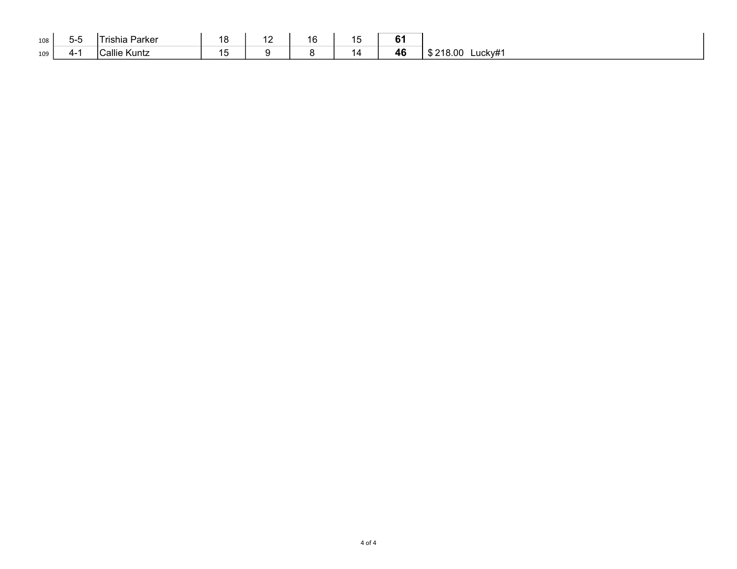| | | | | | | | | |
|---|---|---|---|---|---|---|---|---|
| 108 | 5-5 | Trishia Parker | 18 | 12 | 16 | 15 | **61** | |
| 109 | 4-1 | Callie Kuntz | 15 | 9 | 8 | 14 | **46** | $ 218.00 Lucky#1 |